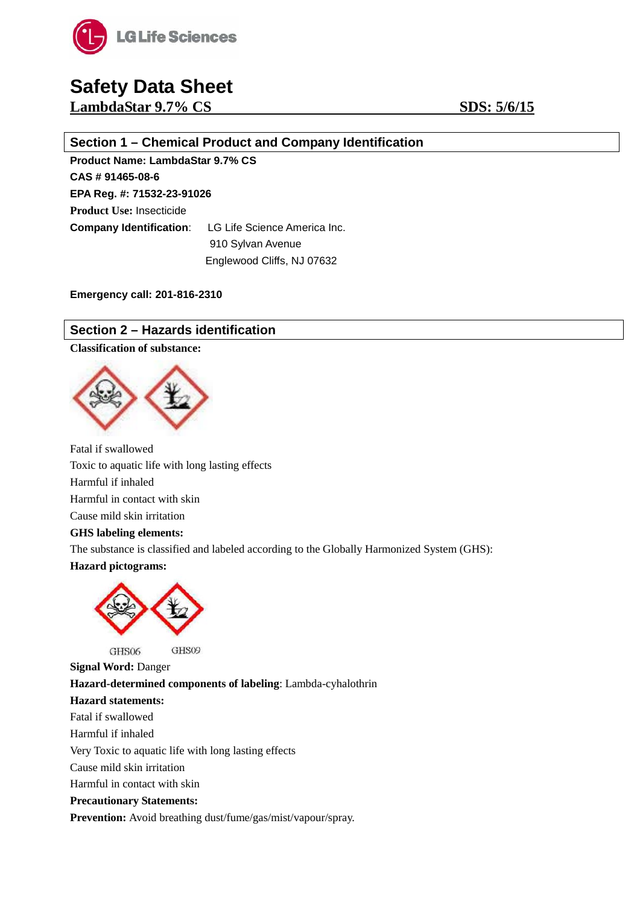LG Life Sciences

# Safety Data Sheet

**LambdaStar 9.7% CS** **SDS: 5/6/15**

## Section 1 – Chemical Product and Company Identification

**Product Name: LambdaStar 9.7% CS**

**CAS # 91465-08-6**

**EPA Reg. #: 71532-23-91026**

**Product Use:** Insecticide

**Company Identification**: LG Life Science America Inc.
910 Sylvan Avenue
Englewood Cliffs, NJ 07632

**Emergency call: 201-816-2310**

## Section 2 – Hazards identification

**Classification of substance:**

Fatal if swallowed

Toxic to aquatic life with long lasting effects

Harmful if inhaled

Harmful in contact with skin

Cause mild skin irritation

**GHS labeling elements:**

The substance is classified and labeled according to the Globally Harmonized System (GHS):

**Hazard pictograms:**

GHS06 GHS09

**Signal Word:** Danger

**Hazard-determined components of labeling**: Lambda-cyhalothrin

**Hazard statements:**

Fatal if swallowed

Harmful if inhaled

Very Toxic to aquatic life with long lasting effects

Cause mild skin irritation

Harmful in contact with skin

**Precautionary Statements:**

**Prevention:** Avoid breathing dust/fume/gas/mist/vapour/spray.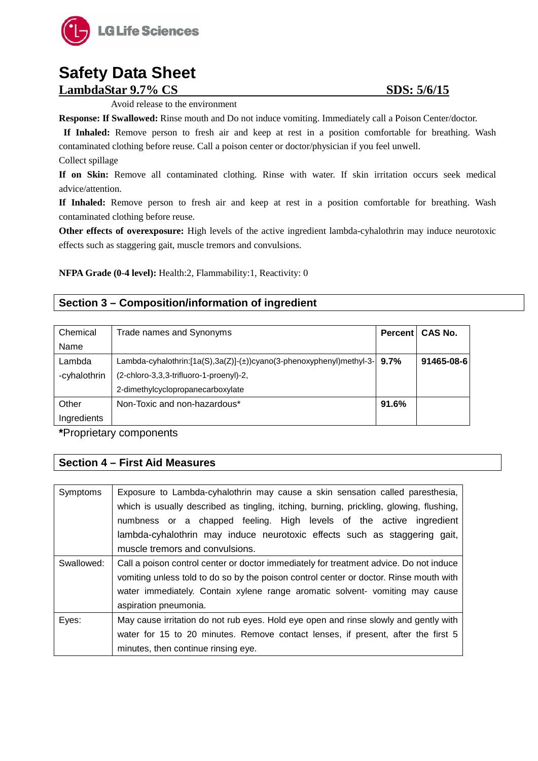Avoid release to the environment

**Response: If Swallowed:** Rinse mouth and Do not induce vomiting. Immediately call a Poison Center/doctor.

**If Inhaled:** Remove person to fresh air and keep at rest in a position comfortable for breathing. Wash contaminated clothing before reuse. Call a poison center or doctor/physician if you feel unwell.

Collect spillage

**If on Skin:** Remove all contaminated clothing. Rinse with water. If skin irritation occurs seek medical advice/attention.

**If Inhaled:** Remove person to fresh air and keep at rest in a position comfortable for breathing. Wash contaminated clothing before reuse.

**Other effects of overexposure:** High levels of the active ingredient lambda-cyhalothrin may induce neurotoxic effects such as staggering gait, muscle tremors and convulsions.

**NFPA Grade (0-4 level):** Health:2, Flammability:1, Reactivity: 0

## Section 3 – Composition/information of ingredient

| Chemical Name | Trade names and Synonyms | Percent | CAS No. |
|---|---|---|---|
| Lambda -cyhalothrin | Lambda-cyhalothrin:[1a(S),3a(Z)]-(±))cyano(3-phenoxyphenyl)methyl-3-(2-chloro-3,3,3-trifluoro-1-proenyl)-2, 2-dimethylcyclopropanecarboxylate | **9.7%** | **91465-08-6** |
| Other Ingredients | Non-Toxic and non-hazardous* | **91.6%** | |

***Proprietary components**

## Section 4 – First Aid Measures

| Symptoms | Exposure to Lambda-cyhalothrin may cause a skin sensation called paresthesia, which is usually described as tingling, itching, burning, prickling, glowing, flushing, numbness or a chapped feeling. High levels of the active ingredient lambda-cyhalothrin may induce neurotoxic effects such as staggering gait, muscle tremors and convulsions. |
|---|---|
| Swallowed: | Call a poison control center or doctor immediately for treatment advice. Do not induce vomiting unless told to do so by the poison control center or doctor. Rinse mouth with water immediately. Contain xylene range aromatic solvent- vomiting may cause aspiration pneumonia. |
| Eyes: | May cause irritation do not rub eyes. Hold eye open and rinse slowly and gently with water for 15 to 20 minutes. Remove contact lenses, if present, after the first 5 minutes, then continue rinsing eye. |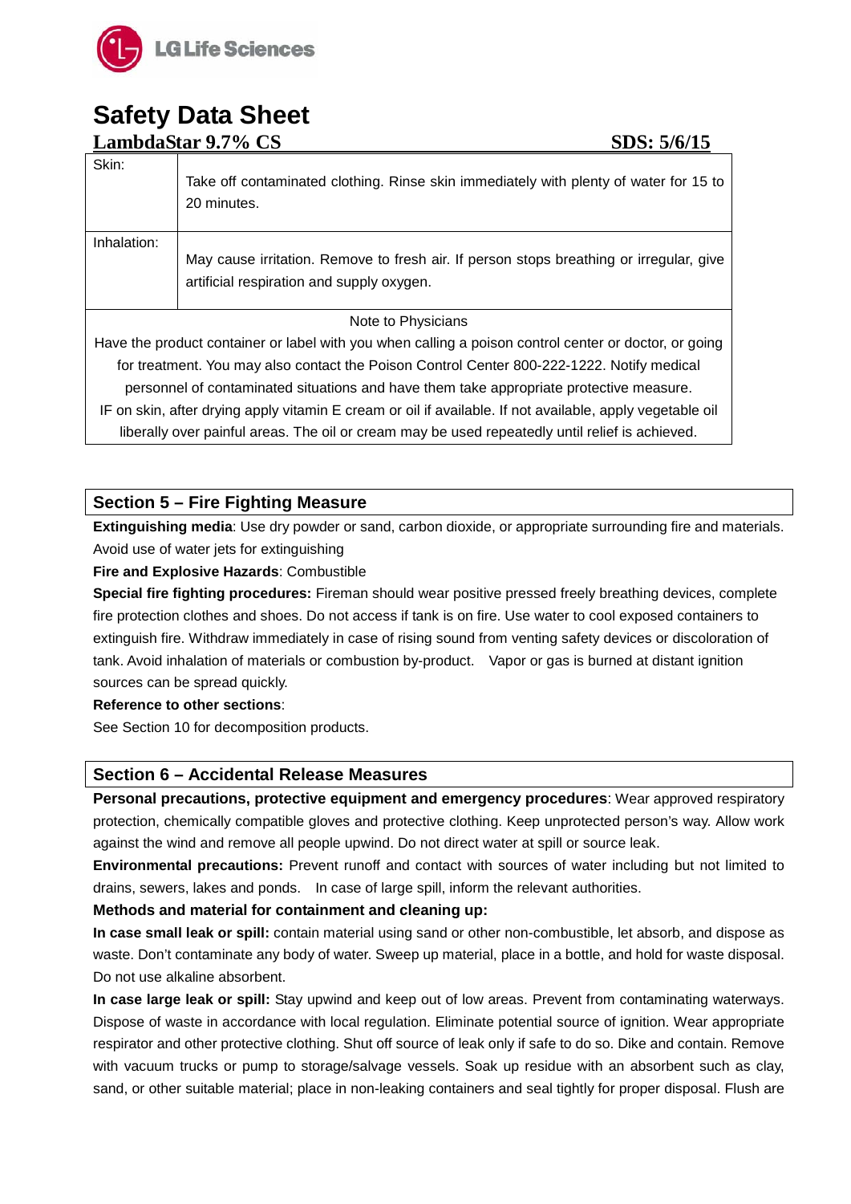| Skin: | Take off contaminated clothing. Rinse skin immediately with plenty of water for 15 to 20 minutes. |
| --- | --- |
| Inhalation: | May cause irritation. Remove to fresh air. If person stops breathing or irregular, give artificial respiration and supply oxygen. |
| Note to Physicians<br>Have the product container or label with you when calling a poison control center or doctor, or going for treatment. You may also contact the Poison Control Center 800-222-1222. Notify medical personnel of contaminated situations and have them take appropriate protective measure.<br>IF on skin, after drying apply vitamin E cream or oil if available. If not available, apply vegetable oil liberally over painful areas. The oil or cream may be used repeatedly until relief is achieved. | |

## Section 5 – Fire Fighting Measure

**Extinguishing media**: Use dry powder or sand, carbon dioxide, or appropriate surrounding fire and materials. Avoid use of water jets for extinguishing

**Fire and Explosive Hazards**: Combustible

**Special fire fighting procedures:** Fireman should wear positive pressed freely breathing devices, complete fire protection clothes and shoes. Do not access if tank is on fire. Use water to cool exposed containers to extinguish fire. Withdraw immediately in case of rising sound from venting safety devices or discoloration of tank. Avoid inhalation of materials or combustion by-product. Vapor or gas is burned at distant ignition sources can be spread quickly.

**Reference to other sections**:

See Section 10 for decomposition products.

## Section 6 – Accidental Release Measures

**Personal precautions, protective equipment and emergency procedures**: Wear approved respiratory protection, chemically compatible gloves and protective clothing. Keep unprotected person's way. Allow work against the wind and remove all people upwind. Do not direct water at spill or source leak.

**Environmental precautions:** Prevent runoff and contact with sources of water including but not limited to drains, sewers, lakes and ponds. In case of large spill, inform the relevant authorities.

**Methods and material for containment and cleaning up:**

**In case small leak or spill:** contain material using sand or other non-combustible, let absorb, and dispose as waste. Don't contaminate any body of water. Sweep up material, place in a bottle, and hold for waste disposal. Do not use alkaline absorbent.

**In case large leak or spill:** Stay upwind and keep out of low areas. Prevent from contaminating waterways. Dispose of waste in accordance with local regulation. Eliminate potential source of ignition. Wear appropriate respirator and other protective clothing. Shut off source of leak only if safe to do so. Dike and contain. Remove with vacuum trucks or pump to storage/salvage vessels. Soak up residue with an absorbent such as clay, sand, or other suitable material; place in non-leaking containers and seal tightly for proper disposal. Flush are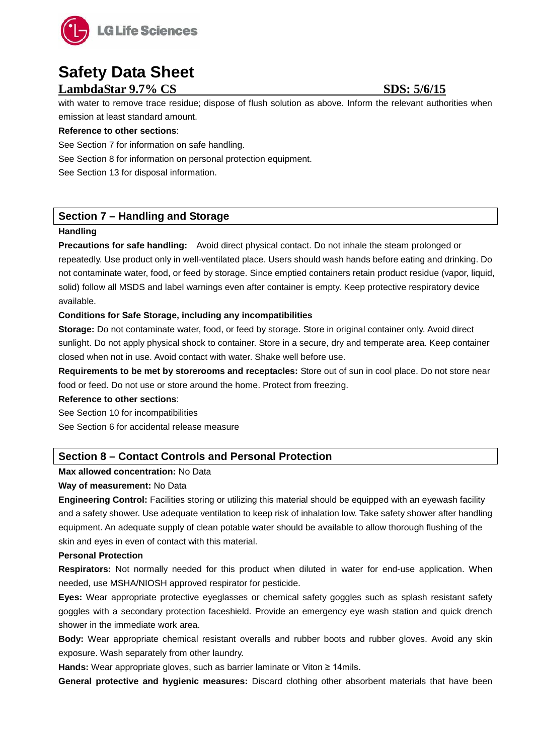with water to remove trace residue; dispose of flush solution as above. Inform the relevant authorities when emission at least standard amount.

**Reference to other sections**:

See Section 7 for information on safe handling.

See Section 8 for information on personal protection equipment.

See Section 13 for disposal information.

## Section 7 – Handling and Storage

**Handling**

**Precautions for safe handling:** Avoid direct physical contact. Do not inhale the steam prolonged or repeatedly. Use product only in well-ventilated place. Users should wash hands before eating and drinking. Do not contaminate water, food, or feed by storage. Since emptied containers retain product residue (vapor, liquid, solid) follow all MSDS and label warnings even after container is empty. Keep protective respiratory device available.

**Conditions for Safe Storage, including any incompatibilities**

**Storage:** Do not contaminate water, food, or feed by storage. Store in original container only. Avoid direct sunlight. Do not apply physical shock to container. Store in a secure, dry and temperate area. Keep container closed when not in use. Avoid contact with water. Shake well before use.

**Requirements to be met by storerooms and receptacles:** Store out of sun in cool place. Do not store near food or feed. Do not use or store around the home. Protect from freezing.

**Reference to other sections**:

See Section 10 for incompatibilities

See Section 6 for accidental release measure

## Section 8 – Contact Controls and Personal Protection

**Max allowed concentration:** No Data

**Way of measurement:** No Data

**Engineering Control:** Facilities storing or utilizing this material should be equipped with an eyewash facility and a safety shower. Use adequate ventilation to keep risk of inhalation low. Take safety shower after handling equipment. An adequate supply of clean potable water should be available to allow thorough flushing of the skin and eyes in even of contact with this material.

**Personal Protection**

**Respirators:** Not normally needed for this product when diluted in water for end-use application. When needed, use MSHA/NIOSH approved respirator for pesticide.

**Eyes:** Wear appropriate protective eyeglasses or chemical safety goggles such as splash resistant safety goggles with a secondary protection faceshield. Provide an emergency eye wash station and quick drench shower in the immediate work area.

**Body:** Wear appropriate chemical resistant overalls and rubber boots and rubber gloves. Avoid any skin exposure. Wash separately from other laundry.

**Hands:** Wear appropriate gloves, such as barrier laminate or Viton ≥ 14mils.

**General protective and hygienic measures:** Discard clothing other absorbent materials that have been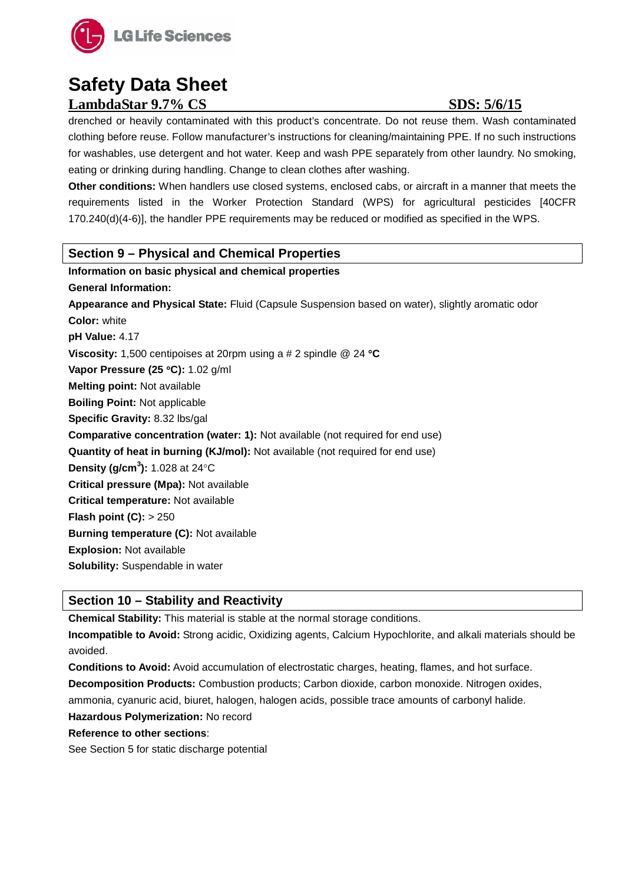drenched or heavily contaminated with this product's concentrate. Do not reuse them. Wash contaminated clothing before reuse. Follow manufacturer's instructions for cleaning/maintaining PPE. If no such instructions for washables, use detergent and hot water. Keep and wash PPE separately from other laundry. No smoking, eating or drinking during handling. Change to clean clothes after washing.

**Other conditions:** When handlers use closed systems, enclosed cabs, or aircraft in a manner that meets the requirements listed in the Worker Protection Standard (WPS) for agricultural pesticides [40CFR 170.240(d)(4-6)], the handler PPE requirements may be reduced or modified as specified in the WPS.

## Section 9 – Physical and Chemical Properties

**Information on basic physical and chemical properties**

**General Information:**

**Appearance and Physical State:** Fluid (Capsule Suspension based on water), slightly aromatic odor

**Color:** white

**pH Value:** 4.17

**Viscosity:** 1,500 centipoises at 20rpm using a # 2 spindle @ 24 **°C**

**Vapor Pressure (25 °C):** 1.02 g/ml

**Melting point:** Not available

**Boiling Point:** Not applicable

**Specific Gravity:** 8.32 lbs/gal

**Comparative concentration (water: 1):** Not available (not required for end use)

**Quantity of heat in burning (KJ/mol):** Not available (not required for end use)

**Density (g/cm$^3$):** 1.028 at 24°C

**Critical pressure (Mpa):** Not available

**Critical temperature:** Not available

**Flash point (C):** > 250

**Burning temperature (C):** Not available

**Explosion:** Not available

**Solubility:** Suspendable in water

## Section 10 – Stability and Reactivity

**Chemical Stability:** This material is stable at the normal storage conditions.

**Incompatible to Avoid:** Strong acidic, Oxidizing agents, Calcium Hypochlorite, and alkali materials should be avoided.

**Conditions to Avoid:** Avoid accumulation of electrostatic charges, heating, flames, and hot surface.

**Decomposition Products:** Combustion products; Carbon dioxide, carbon monoxide. Nitrogen oxides, ammonia, cyanuric acid, biuret, halogen, halogen acids, possible trace amounts of carbonyl halide.

**Hazardous Polymerization:** No record

**Reference to other sections**:

See Section 5 for static discharge potential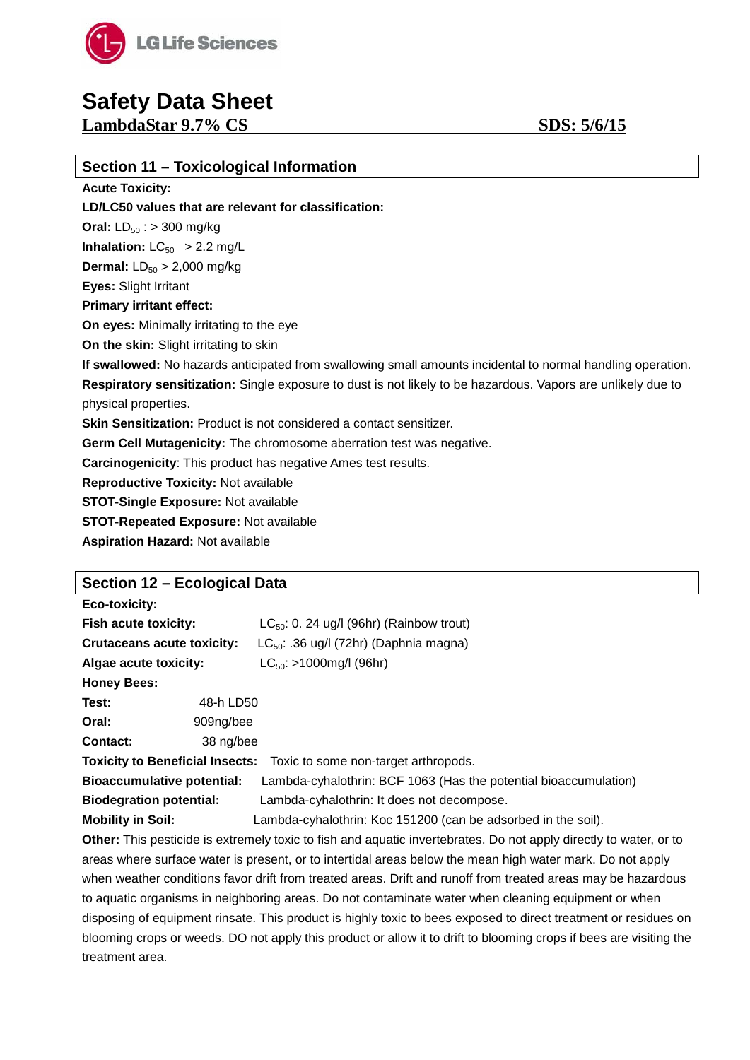# Safety Data Sheet

**LambdaStar 9.7% CS** **SDS: 5/6/15**

## Section 11 – Toxicological Information

**Acute Toxicity:**

**LD/LC50 values that are relevant for classification:**

**Oral:** $LD_{50}$ : > 300 mg/kg

**Inhalation:** $LC_{50}$ > 2.2 mg/L

**Dermal:** $LD_{50}$ > 2,000 mg/kg

**Eyes:** Slight Irritant

**Primary irritant effect:**

**On eyes:** Minimally irritating to the eye

**On the skin:** Slight irritating to skin

**If swallowed:** No hazards anticipated from swallowing small amounts incidental to normal handling operation.

**Respiratory sensitization:** Single exposure to dust is not likely to be hazardous. Vapors are unlikely due to physical properties.

**Skin Sensitization:** Product is not considered a contact sensitizer.

**Germ Cell Mutagenicity:** The chromosome aberration test was negative.

**Carcinogenicity**: This product has negative Ames test results.

**Reproductive Toxicity:** Not available

**STOT-Single Exposure:** Not available

**STOT-Repeated Exposure:** Not available

**Aspiration Hazard:** Not available

## Section 12 – Ecological Data

**Eco-toxicity:**

**Fish acute toxicity:** $LC_{50}$: 0. 24 ug/l (96hr) (Rainbow trout)

**Crutaceans acute toxicity:** $LC_{50}$: .36 ug/l (72hr) (Daphnia magna)

**Algae acute toxicity:** $LC_{50}$: >1000mg/l (96hr)

**Honey Bees:**

**Test:** 48-h LD50

**Oral:** 909ng/bee

**Contact:** 38 ng/bee

**Toxicity to Beneficial Insects:** Toxic to some non-target arthropods.

**Bioaccumulative potential:** Lambda-cyhalothrin: BCF 1063 (Has the potential bioaccumulation)

**Biodegration potential:** Lambda-cyhalothrin: It does not decompose.

**Mobility in Soil:** Lambda-cyhalothrin: Koc 151200 (can be adsorbed in the soil).

**Other:** This pesticide is extremely toxic to fish and aquatic invertebrates. Do not apply directly to water, or to areas where surface water is present, or to intertidal areas below the mean high water mark. Do not apply when weather conditions favor drift from treated areas. Drift and runoff from treated areas may be hazardous to aquatic organisms in neighboring areas. Do not contaminate water when cleaning equipment or when disposing of equipment rinsate. This product is highly toxic to bees exposed to direct treatment or residues on blooming crops or weeds. DO not apply this product or allow it to drift to blooming crops if bees are visiting the treatment area.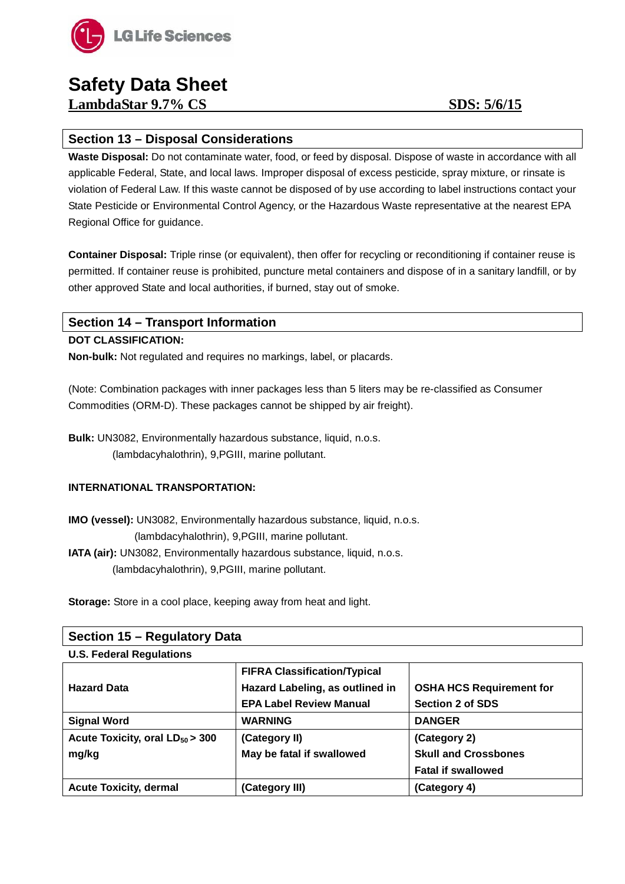# Safety Data Sheet

**LambdaStar 9.7% CS** **SDS: 5/6/15**

## Section 13 – Disposal Considerations

**Waste Disposal:** Do not contaminate water, food, or feed by disposal. Dispose of waste in accordance with all applicable Federal, State, and local laws. Improper disposal of excess pesticide, spray mixture, or rinsate is violation of Federal Law. If this waste cannot be disposed of by use according to label instructions contact your State Pesticide or Environmental Control Agency, or the Hazardous Waste representative at the nearest EPA Regional Office for guidance.

**Container Disposal:** Triple rinse (or equivalent), then offer for recycling or reconditioning if container reuse is permitted. If container reuse is prohibited, puncture metal containers and dispose of in a sanitary landfill, or by other approved State and local authorities, if burned, stay out of smoke.

## Section 14 – Transport Information

**DOT CLASSIFICATION:**

**Non-bulk:** Not regulated and requires no markings, label, or placards.

(Note: Combination packages with inner packages less than 5 liters may be re-classified as Consumer Commodities (ORM-D). These packages cannot be shipped by air freight).

**Bulk:** UN3082, Environmentally hazardous substance, liquid, n.o.s.
(lambdacyhalothrin), 9,PGIII, marine pollutant.

**INTERNATIONAL TRANSPORTATION:**

**IMO (vessel):** UN3082, Environmentally hazardous substance, liquid, n.o.s.
(lambdacyhalothrin), 9,PGIII, marine pollutant.

**IATA (air):** UN3082, Environmentally hazardous substance, liquid, n.o.s.
(lambdacyhalothrin), 9,PGIII, marine pollutant.

**Storage:** Store in a cool place, keeping away from heat and light.

## Section 15 – Regulatory Data

**U.S. Federal Regulations**

| Hazard Data | FIFRA Classification/Typical Hazard Labeling, as outlined in EPA Label Review Manual | OSHA HCS Requirement for Section 2 of SDS |
|---|---|---|
| **Signal Word** | **WARNING** | **DANGER** |
| **Acute Toxicity, oral $LD_{50}$ > 300 mg/kg** | **(Category II)** **May be fatal if swallowed** | **(Category 2)** **Skull and Crossbones** **Fatal if swallowed** |
| **Acute Toxicity, dermal** | **(Category III)** | **(Category 4)** |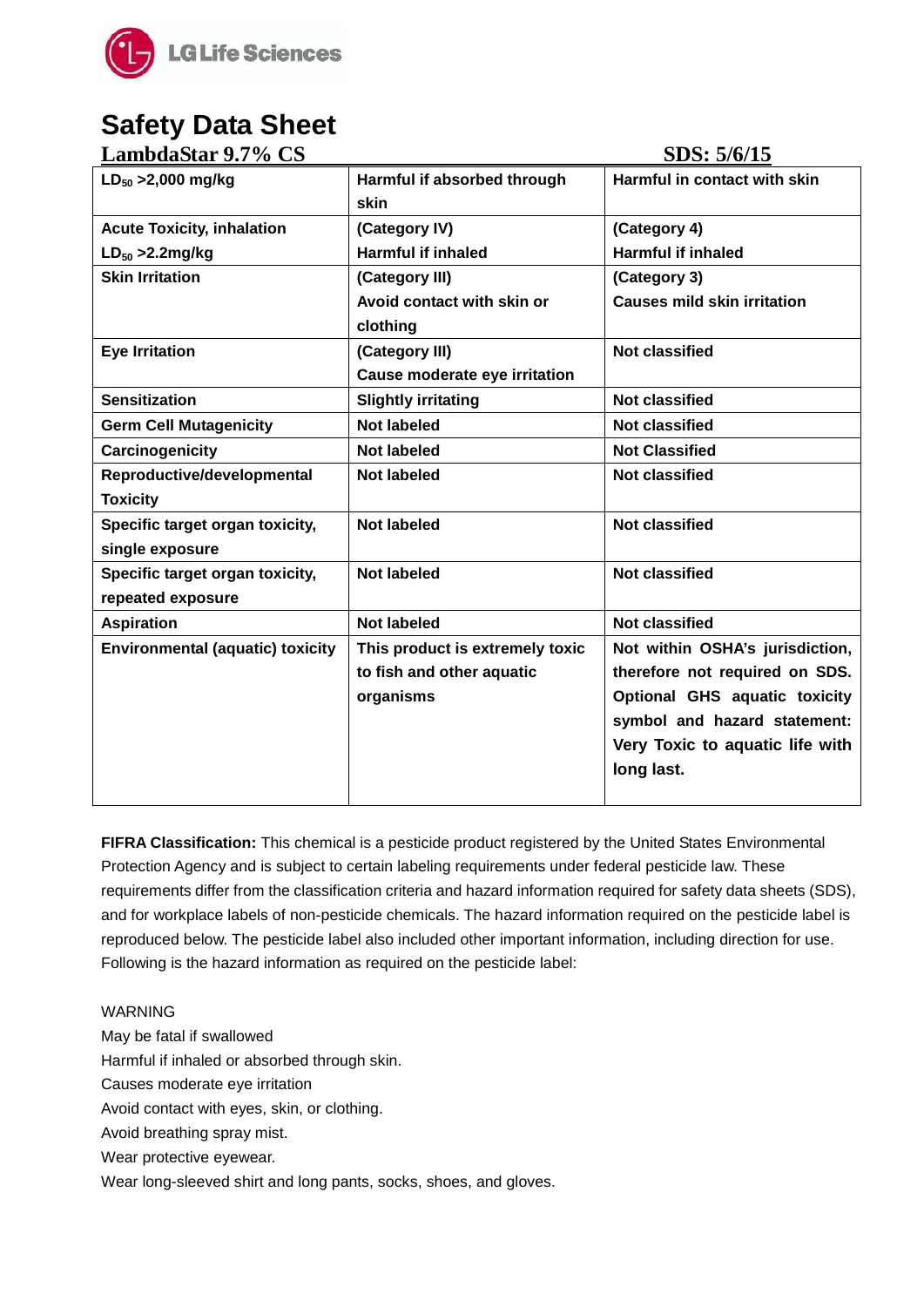# Safety Data Sheet

**LambdaStar 9.7% CS** **SDS: 5/6/15**

| | | |
|---|---|---|
| **$LD_{50}$ >2,000 mg/kg** | **Harmful if absorbed through skin** | **Harmful in contact with skin** |
| **Acute Toxicity, inhalation $LD_{50}$ >2.2mg/kg** | **(Category IV) Harmful if inhaled** | **(Category 4) Harmful if inhaled** |
| **Skin Irritation** | **(Category III) Avoid contact with skin or clothing** | **(Category 3) Causes mild skin irritation** |
| **Eye Irritation** | **(Category III) Cause moderate eye irritation** | **Not classified** |
| **Sensitization** | **Slightly irritating** | **Not classified** |
| **Germ Cell Mutagenicity** | **Not labeled** | **Not classified** |
| **Carcinogenicity** | **Not labeled** | **Not Classified** |
| **Reproductive/developmental Toxicity** | **Not labeled** | **Not classified** |
| **Specific target organ toxicity, single exposure** | **Not labeled** | **Not classified** |
| **Specific target organ toxicity, repeated exposure** | **Not labeled** | **Not classified** |
| **Aspiration** | **Not labeled** | **Not classified** |
| **Environmental (aquatic) toxicity** | **This product is extremely toxic to fish and other aquatic organisms** | **Not within OSHA's jurisdiction, therefore not required on SDS. Optional GHS aquatic toxicity symbol and hazard statement: Very Toxic to aquatic life with long last.** |

**FIFRA Classification:** This chemical is a pesticide product registered by the United States Environmental Protection Agency and is subject to certain labeling requirements under federal pesticide law. These requirements differ from the classification criteria and hazard information required for safety data sheets (SDS), and for workplace labels of non-pesticide chemicals. The hazard information required on the pesticide label is reproduced below. The pesticide label also included other important information, including direction for use. Following is the hazard information as required on the pesticide label:

WARNING

May be fatal if swallowed

Harmful if inhaled or absorbed through skin.

Causes moderate eye irritation

Avoid contact with eyes, skin, or clothing.

Avoid breathing spray mist.

Wear protective eyewear.

Wear long-sleeved shirt and long pants, socks, shoes, and gloves.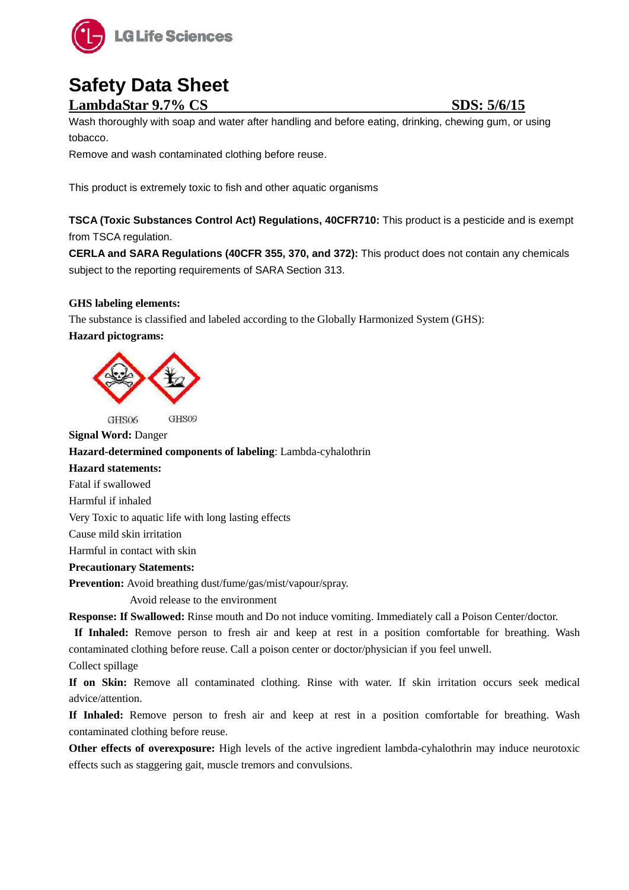# Safety Data Sheet

**LambdaStar 9.7% CS** **SDS: 5/6/15**

Wash thoroughly with soap and water after handling and before eating, drinking, chewing gum, or using tobacco.

Remove and wash contaminated clothing before reuse.

This product is extremely toxic to fish and other aquatic organisms

**TSCA (Toxic Substances Control Act) Regulations, 40CFR710:** This product is a pesticide and is exempt from TSCA regulation.

**CERLA and SARA Regulations (40CFR 355, 370, and 372):** This product does not contain any chemicals subject to the reporting requirements of SARA Section 313.

**GHS labeling elements:**

The substance is classified and labeled according to the Globally Harmonized System (GHS):

**Hazard pictograms:**

GHS06 GHS09

**Signal Word:** Danger

**Hazard-determined components of labeling**: Lambda-cyhalothrin

**Hazard statements:**

Fatal if swallowed

Harmful if inhaled

Very Toxic to aquatic life with long lasting effects

Cause mild skin irritation

Harmful in contact with skin

**Precautionary Statements:**

**Prevention:** Avoid breathing dust/fume/gas/mist/vapour/spray.

Avoid release to the environment

**Response: If Swallowed:** Rinse mouth and Do not induce vomiting. Immediately call a Poison Center/doctor.

**If Inhaled:** Remove person to fresh air and keep at rest in a position comfortable for breathing. Wash contaminated clothing before reuse. Call a poison center or doctor/physician if you feel unwell.

Collect spillage

**If on Skin:** Remove all contaminated clothing. Rinse with water. If skin irritation occurs seek medical advice/attention.

**If Inhaled:** Remove person to fresh air and keep at rest in a position comfortable for breathing. Wash contaminated clothing before reuse.

**Other effects of overexposure:** High levels of the active ingredient lambda-cyhalothrin may induce neurotoxic effects such as staggering gait, muscle tremors and convulsions.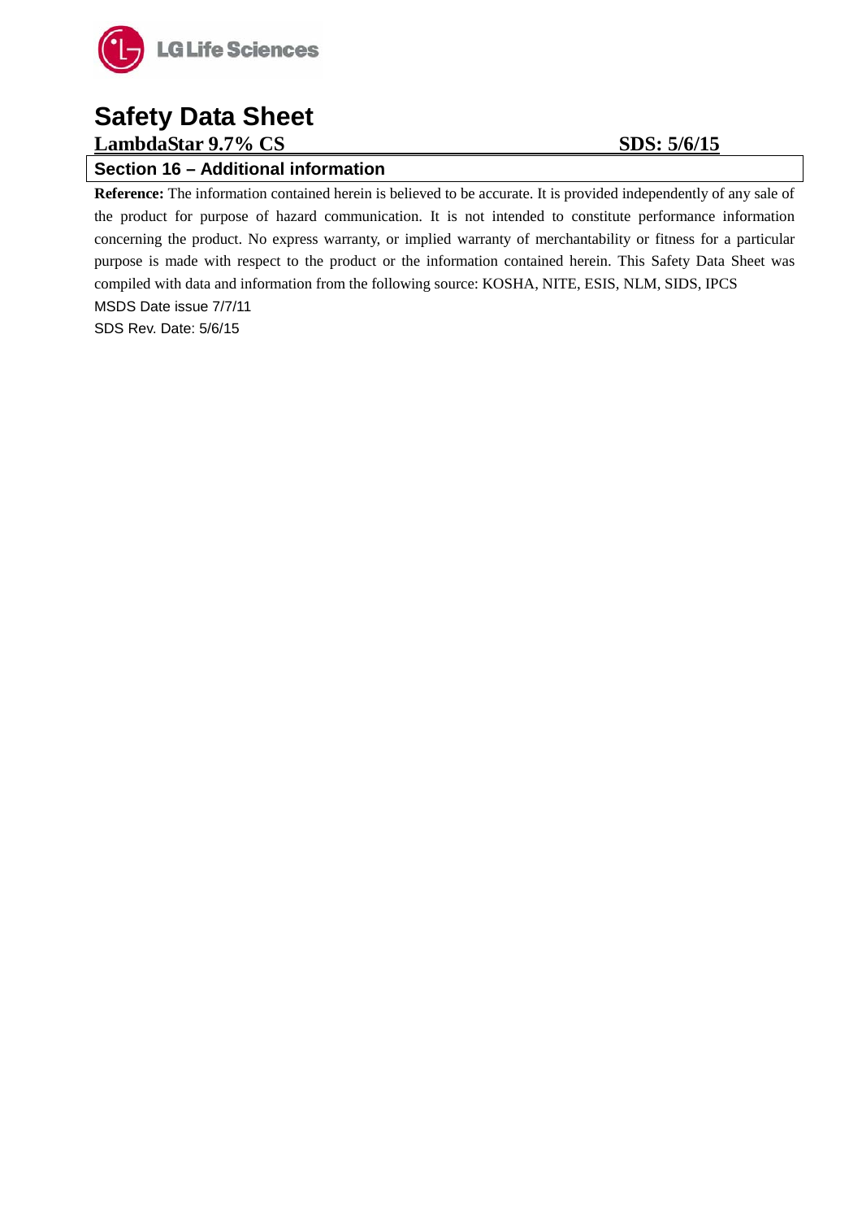# Safety Data Sheet

**LambdaStar 9.7% CS** **SDS: 5/6/15**

## Section 16 – Additional information

**Reference:** The information contained herein is believed to be accurate. It is provided independently of any sale of the product for purpose of hazard communication. It is not intended to constitute performance information concerning the product. No express warranty, or implied warranty of merchantability or fitness for a particular purpose is made with respect to the product or the information contained herein. This Safety Data Sheet was compiled with data and information from the following source: KOSHA, NITE, ESIS, NLM, SIDS, IPCS

MSDS Date issue 7/7/11

SDS Rev. Date: 5/6/15